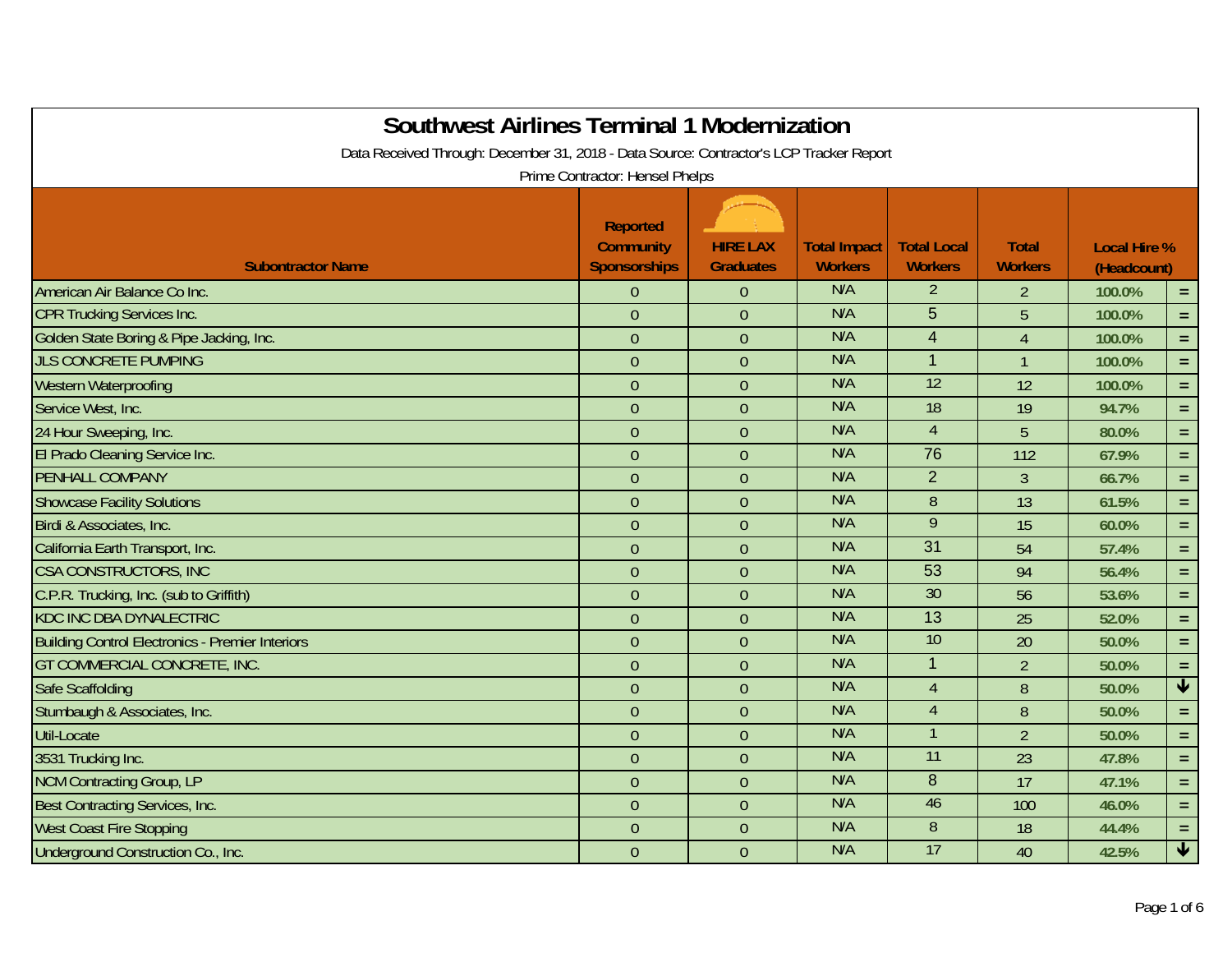# Southwest Airlines Terminal 1 Modernization

Data Received Through: December 31, 2018 - Data Source: Contractor's LCP Tracker Report

Prime Contractor: Hensel Phelps

| Subontractor Name | Reported Community Sponsorships | HIRE LAX Graduates | Total Impact Workers | Total Local Workers | Total Workers | Local Hire % (Headcount) | |
|---|---|---|---|---|---|---|---|
| American Air Balance Co Inc. | 0 | 0 | N/A | 2 | 2 | 100.0% | = |
| CPR Trucking Services Inc. | 0 | 0 | N/A | 5 | 5 | 100.0% | = |
| Golden State Boring & Pipe Jacking, Inc. | 0 | 0 | N/A | 4 | 4 | 100.0% | = |
| JLS CONCRETE PUMPING | 0 | 0 | N/A | 1 | 1 | 100.0% | = |
| Western Waterproofing | 0 | 0 | N/A | 12 | 12 | 100.0% | = |
| Service West, Inc. | 0 | 0 | N/A | 18 | 19 | 94.7% | = |
| 24 Hour Sweeping, Inc. | 0 | 0 | N/A | 4 | 5 | 80.0% | = |
| El Prado Cleaning Service Inc. | 0 | 0 | N/A | 76 | 112 | 67.9% | = |
| PENHALL COMPANY | 0 | 0 | N/A | 2 | 3 | 66.7% | = |
| Showcase Facility Solutions | 0 | 0 | N/A | 8 | 13 | 61.5% | = |
| Birdi & Associates, Inc. | 0 | 0 | N/A | 9 | 15 | 60.0% | = |
| California Earth Transport, Inc. | 0 | 0 | N/A | 31 | 54 | 57.4% | = |
| CSA CONSTRUCTORS, INC | 0 | 0 | N/A | 53 | 94 | 56.4% | = |
| C.P.R. Trucking, Inc. (sub to Griffith) | 0 | 0 | N/A | 30 | 56 | 53.6% | = |
| KDC INC DBA DYNALECTRIC | 0 | 0 | N/A | 13 | 25 | 52.0% | = |
| Building Control Electronics - Premier Interiors | 0 | 0 | N/A | 10 | 20 | 50.0% | = |
| GT COMMERCIAL CONCRETE, INC. | 0 | 0 | N/A | 1 | 2 | 50.0% | = |
| Safe Scaffolding | 0 | 0 | N/A | 4 | 8 | 50.0% | ↓ |
| Stumbaugh & Associates, Inc. | 0 | 0 | N/A | 4 | 8 | 50.0% | = |
| Util-Locate | 0 | 0 | N/A | 1 | 2 | 50.0% | = |
| 3531 Trucking Inc. | 0 | 0 | N/A | 11 | 23 | 47.8% | = |
| NCM Contracting Group, LP | 0 | 0 | N/A | 8 | 17 | 47.1% | = |
| Best Contracting Services, Inc. | 0 | 0 | N/A | 46 | 100 | 46.0% | = |
| West Coast Fire Stopping | 0 | 0 | N/A | 8 | 18 | 44.4% | = |
| Underground Construction Co., Inc. | 0 | 0 | N/A | 17 | 40 | 42.5% | ↓ |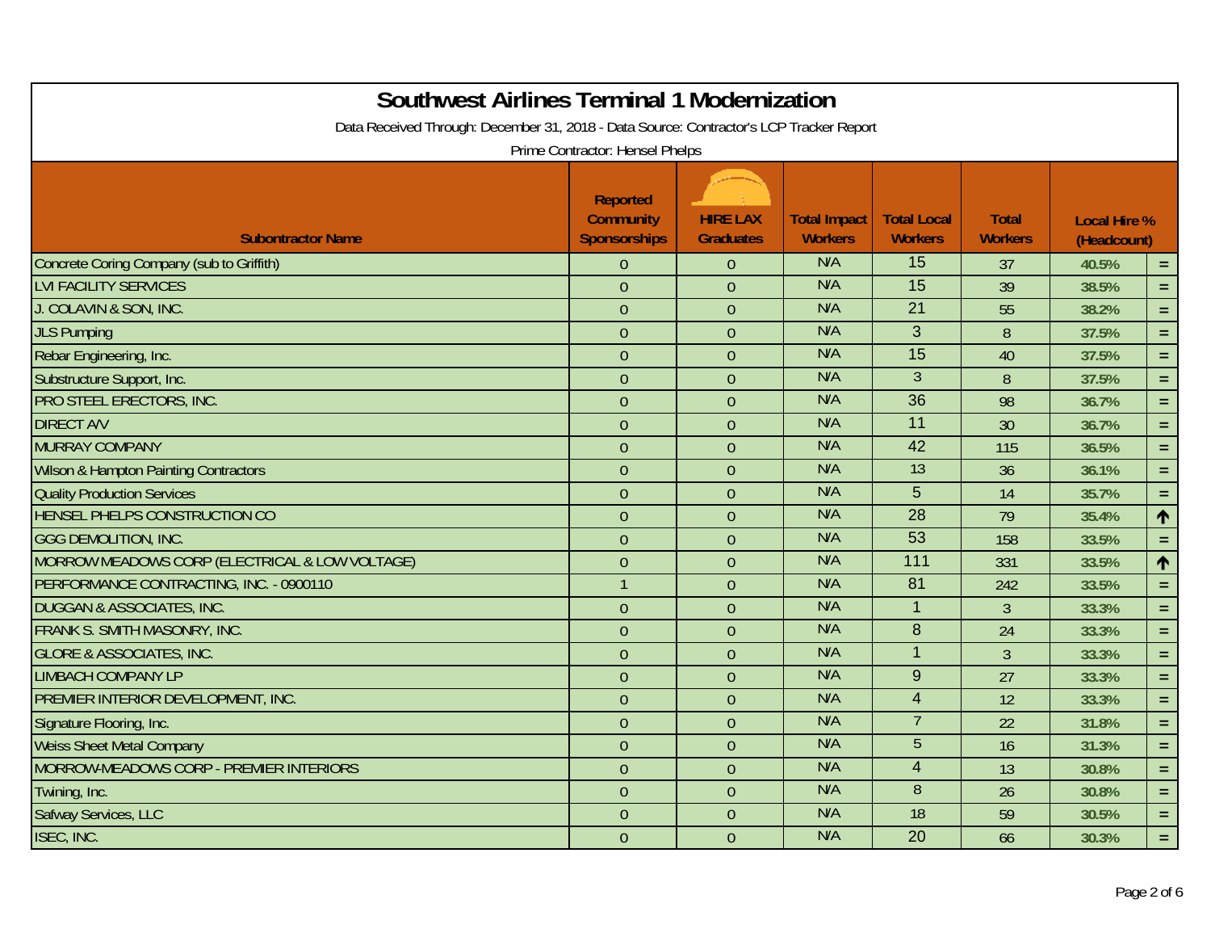# Southwest Airlines Terminal 1 Modernization

Data Received Through: December 31, 2018 - Data Source: Contractor's LCP Tracker Report

Prime Contractor: Hensel Phelps

| Subontractor Name | Reported Community Sponsorships | HIRE LAX Graduates | Total Impact Workers | Total Local Workers | Total Workers | Local Hire % (Headcount) | |
|---|---|---|---|---|---|---|---|
| Concrete Coring Company (sub to Griffith) | 0 | 0 | N/A | 15 | 37 | 40.5% | = |
| LVI FACILITY SERVICES | 0 | 0 | N/A | 15 | 39 | 38.5% | = |
| J. COLAVIN & SON, INC. | 0 | 0 | N/A | 21 | 55 | 38.2% | = |
| JLS Pumping | 0 | 0 | N/A | 3 | 8 | 37.5% | = |
| Rebar Engineering, Inc. | 0 | 0 | N/A | 15 | 40 | 37.5% | = |
| Substructure Support, Inc. | 0 | 0 | N/A | 3 | 8 | 37.5% | = |
| PRO STEEL ERECTORS, INC. | 0 | 0 | N/A | 36 | 98 | 36.7% | = |
| DIRECT A/V | 0 | 0 | N/A | 11 | 30 | 36.7% | = |
| MURRAY COMPANY | 0 | 0 | N/A | 42 | 115 | 36.5% | = |
| Wilson & Hampton Painting Contractors | 0 | 0 | N/A | 13 | 36 | 36.1% | = |
| Quality Production Services | 0 | 0 | N/A | 5 | 14 | 35.7% | = |
| HENSEL PHELPS CONSTRUCTION CO | 0 | 0 | N/A | 28 | 79 | 35.4% | ↑ |
| GGG DEMOLITION, INC. | 0 | 0 | N/A | 53 | 158 | 33.5% | = |
| MORROW MEADOWS CORP (ELECTRICAL & LOW VOLTAGE) | 0 | 0 | N/A | 111 | 331 | 33.5% | ↑ |
| PERFORMANCE CONTRACTING, INC. - 0900110 | 1 | 0 | N/A | 81 | 242 | 33.5% | = |
| DUGGAN & ASSOCIATES, INC. | 0 | 0 | N/A | 1 | 3 | 33.3% | = |
| FRANK S. SMITH MASONRY, INC. | 0 | 0 | N/A | 8 | 24 | 33.3% | = |
| GLORE & ASSOCIATES, INC. | 0 | 0 | N/A | 1 | 3 | 33.3% | = |
| LIMBACH COMPANY LP | 0 | 0 | N/A | 9 | 27 | 33.3% | = |
| PREMIER INTERIOR DEVELOPMENT, INC. | 0 | 0 | N/A | 4 | 12 | 33.3% | = |
| Signature Flooring, Inc. | 0 | 0 | N/A | 7 | 22 | 31.8% | = |
| Weiss Sheet Metal Company | 0 | 0 | N/A | 5 | 16 | 31.3% | = |
| MORROW-MEADOWS CORP - PREMIER INTERIORS | 0 | 0 | N/A | 4 | 13 | 30.8% | = |
| Twining, Inc. | 0 | 0 | N/A | 8 | 26 | 30.8% | = |
| Safway Services, LLC | 0 | 0 | N/A | 18 | 59 | 30.5% | = |
| ISEC, INC. | 0 | 0 | N/A | 20 | 66 | 30.3% | = |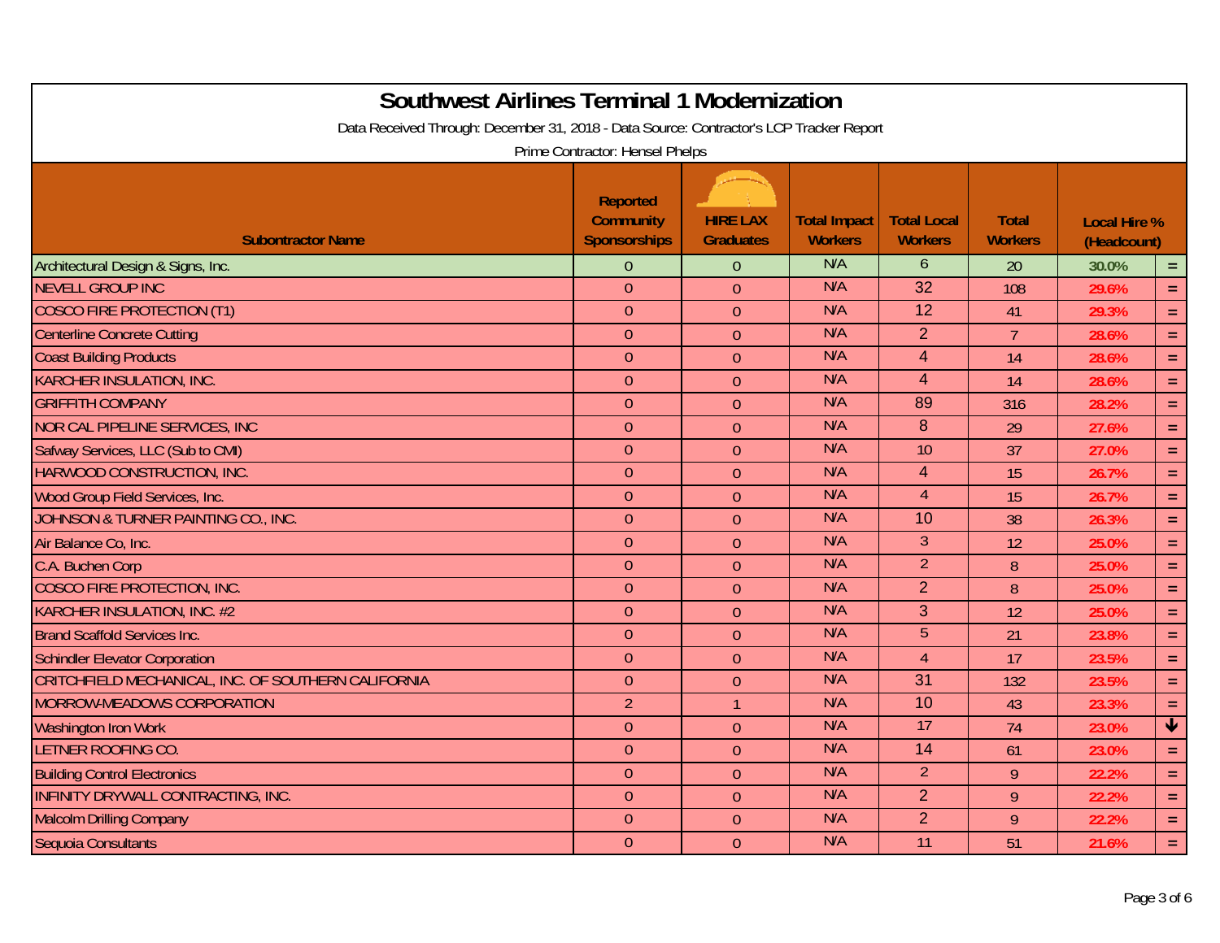# Southwest Airlines Terminal 1 Modernization

Data Received Through: December 31, 2018 - Data Source: Contractor's LCP Tracker Report

Prime Contractor: Hensel Phelps

| Subontractor Name | Reported Community Sponsorships | HIRE LAX Graduates | Total Impact Workers | Total Local Workers | Total Workers | Local Hire % (Headcount) | |
|---|---|---|---|---|---|---|---|
| Architectural Design & Signs, Inc. | 0 | 0 | N/A | 6 | 20 | 30.0% | = |
| NEVELL GROUP INC | 0 | 0 | N/A | 32 | 108 | 29.6% | = |
| COSCO FIRE PROTECTION (T1) | 0 | 0 | N/A | 12 | 41 | 29.3% | = |
| Centerline Concrete Cutting | 0 | 0 | N/A | 2 | 7 | 28.6% | = |
| Coast Building Products | 0 | 0 | N/A | 4 | 14 | 28.6% | = |
| KARCHER INSULATION, INC. | 0 | 0 | N/A | 4 | 14 | 28.6% | = |
| GRIFFITH COMPANY | 0 | 0 | N/A | 89 | 316 | 28.2% | = |
| NOR CAL PIPELINE SERVICES, INC | 0 | 0 | N/A | 8 | 29 | 27.6% | = |
| Safway Services, LLC (Sub to CMI) | 0 | 0 | N/A | 10 | 37 | 27.0% | = |
| HARWOOD CONSTRUCTION, INC. | 0 | 0 | N/A | 4 | 15 | 26.7% | = |
| Wood Group Field Services, Inc. | 0 | 0 | N/A | 4 | 15 | 26.7% | = |
| JOHNSON & TURNER PAINTING CO., INC. | 0 | 0 | N/A | 10 | 38 | 26.3% | = |
| Air Balance Co, Inc. | 0 | 0 | N/A | 3 | 12 | 25.0% | = |
| C.A. Buchen Corp | 0 | 0 | N/A | 2 | 8 | 25.0% | = |
| COSCO FIRE PROTECTION, INC. | 0 | 0 | N/A | 2 | 8 | 25.0% | = |
| KARCHER INSULATION, INC. #2 | 0 | 0 | N/A | 3 | 12 | 25.0% | = |
| Brand Scaffold Services Inc. | 0 | 0 | N/A | 5 | 21 | 23.8% | = |
| Schindler Elevator Corporation | 0 | 0 | N/A | 4 | 17 | 23.5% | = |
| CRITCHFIELD MECHANICAL, INC. OF SOUTHERN CALIFORNIA | 0 | 0 | N/A | 31 | 132 | 23.5% | = |
| MORROW-MEADOWS CORPORATION | 2 | 1 | N/A | 10 | 43 | 23.3% | = |
| Washington Iron Work | 0 | 0 | N/A | 17 | 74 | 23.0% | ↓ |
| LETNER ROOFING CO. | 0 | 0 | N/A | 14 | 61 | 23.0% | = |
| Building Control Electronics | 0 | 0 | N/A | 2 | 9 | 22.2% | = |
| INFINITY DRYWALL CONTRACTING, INC. | 0 | 0 | N/A | 2 | 9 | 22.2% | = |
| Malcolm Drilling Company | 0 | 0 | N/A | 2 | 9 | 22.2% | = |
| Sequoia Consultants | 0 | 0 | N/A | 11 | 51 | 21.6% | = |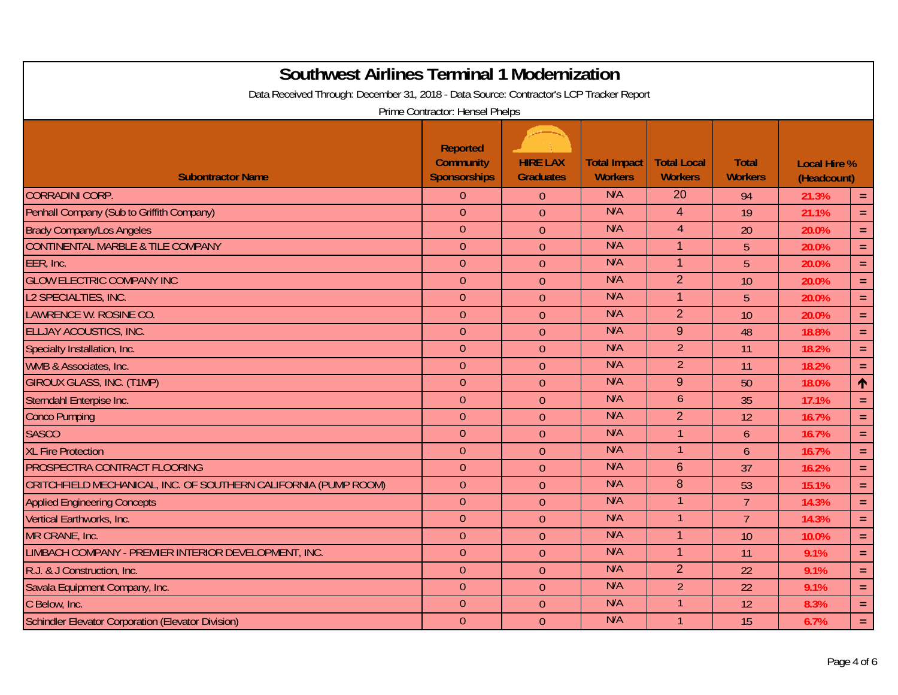# Southwest Airlines Terminal 1 Modernization

Data Received Through: December 31, 2018 - Data Source: Contractor's LCP Tracker Report

Prime Contractor: Hensel Phelps

| Subontractor Name | Reported Community Sponsorships | HIRE LAX Graduates | Total Impact Workers | Total Local Workers | Total Workers | Local Hire % (Headcount) | |
|---|---|---|---|---|---|---|---|
| CORRADINI CORP. | 0 | 0 | N/A | 20 | 94 | 21.3% | = |
| Penhall Company (Sub to Griffith Company) | 0 | 0 | N/A | 4 | 19 | 21.1% | = |
| Brady Company/Los Angeles | 0 | 0 | N/A | 4 | 20 | 20.0% | = |
| CONTINENTAL MARBLE & TILE COMPANY | 0 | 0 | N/A | 1 | 5 | 20.0% | = |
| EER, Inc. | 0 | 0 | N/A | 1 | 5 | 20.0% | = |
| GLOW ELECTRIC COMPANY INC | 0 | 0 | N/A | 2 | 10 | 20.0% | = |
| L2 SPECIALTIES, INC. | 0 | 0 | N/A | 1 | 5 | 20.0% | = |
| LAWRENCE W. ROSINE CO. | 0 | 0 | N/A | 2 | 10 | 20.0% | = |
| ELLJAY ACOUSTICS, INC. | 0 | 0 | N/A | 9 | 48 | 18.8% | = |
| Specialty Installation, Inc. | 0 | 0 | N/A | 2 | 11 | 18.2% | = |
| WMB & Associates, Inc. | 0 | 0 | N/A | 2 | 11 | 18.2% | = |
| GIROUX GLASS, INC. (T1MP) | 0 | 0 | N/A | 9 | 50 | 18.0% | ↑ |
| Sterndahl Enterpise Inc. | 0 | 0 | N/A | 6 | 35 | 17.1% | = |
| Conco Pumping | 0 | 0 | N/A | 2 | 12 | 16.7% | = |
| SASCO | 0 | 0 | N/A | 1 | 6 | 16.7% | = |
| XL Fire Protection | 0 | 0 | N/A | 1 | 6 | 16.7% | = |
| PROSPECTRA CONTRACT FLOORING | 0 | 0 | N/A | 6 | 37 | 16.2% | = |
| CRITCHFIELD MECHANICAL, INC. OF SOUTHERN CALIFORNIA (PUMP ROOM) | 0 | 0 | N/A | 8 | 53 | 15.1% | = |
| Applied Engineering Concepts | 0 | 0 | N/A | 1 | 7 | 14.3% | = |
| Vertical Earthworks, Inc. | 0 | 0 | N/A | 1 | 7 | 14.3% | = |
| MR CRANE, Inc. | 0 | 0 | N/A | 1 | 10 | 10.0% | = |
| LIMBACH COMPANY - PREMIER INTERIOR DEVELOPMENT, INC. | 0 | 0 | N/A | 1 | 11 | 9.1% | = |
| R.J. & J Construction, Inc. | 0 | 0 | N/A | 2 | 22 | 9.1% | = |
| Savala Equipment Company, Inc. | 0 | 0 | N/A | 2 | 22 | 9.1% | = |
| C Below, Inc. | 0 | 0 | N/A | 1 | 12 | 8.3% | = |
| Schindler Elevator Corporation (Elevator Division) | 0 | 0 | N/A | 1 | 15 | 6.7% | = |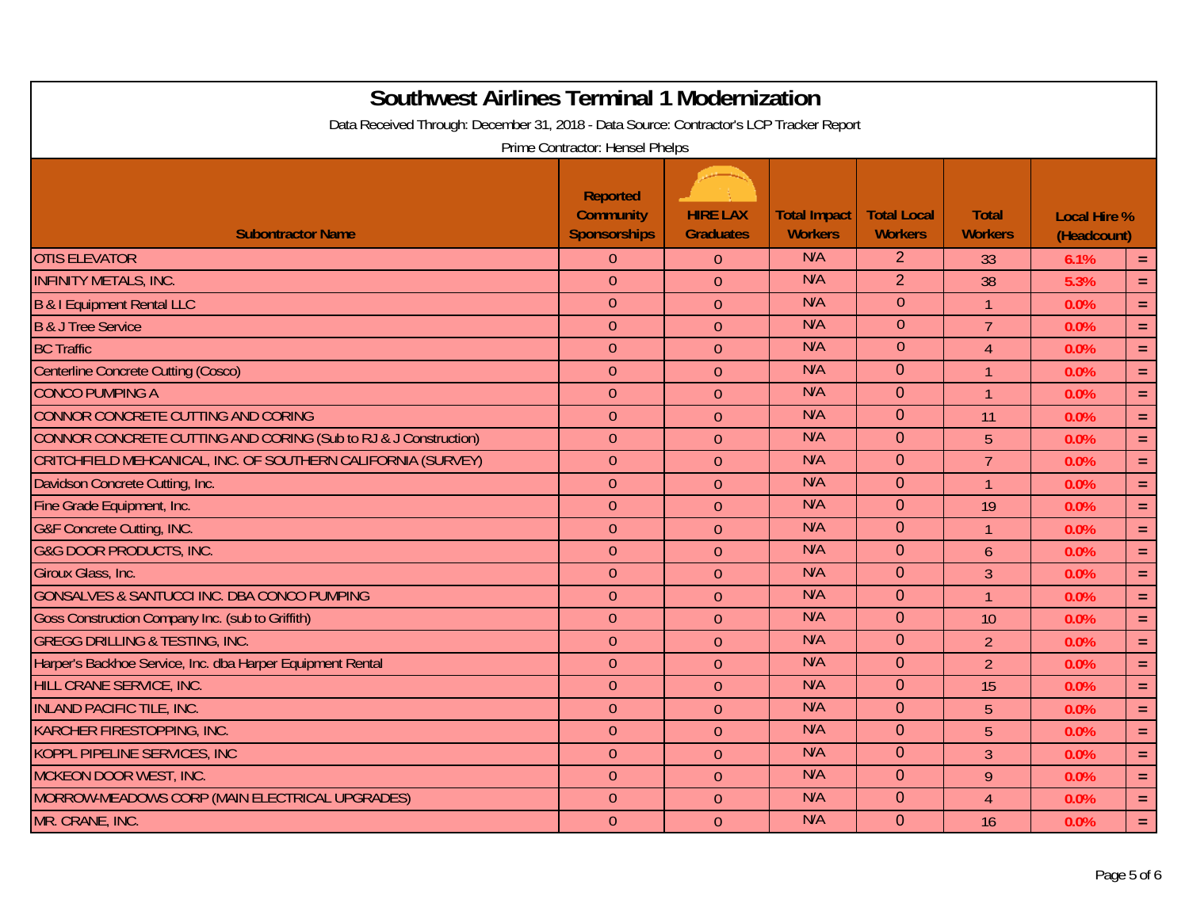# Southwest Airlines Terminal 1 Modernization

Data Received Through: December 31, 2018 - Data Source: Contractor's LCP Tracker Report

Prime Contractor: Hensel Phelps

| Subontractor Name | Reported Community Sponsorships | HIRE LAX Graduates | Total Impact Workers | Total Local Workers | Total Workers | Local Hire % (Headcount) | |
|---|---|---|---|---|---|---|---|
| OTIS ELEVATOR | 0 | 0 | N/A | 2 | 33 | 6.1% | = |
| INFINITY METALS, INC. | 0 | 0 | N/A | 2 | 38 | 5.3% | = |
| B & I Equipment Rental LLC | 0 | 0 | N/A | 0 | 1 | 0.0% | = |
| B & J Tree Service | 0 | 0 | N/A | 0 | 7 | 0.0% | = |
| BC Traffic | 0 | 0 | N/A | 0 | 4 | 0.0% | = |
| Centerline Concrete Cutting (Cosco) | 0 | 0 | N/A | 0 | 1 | 0.0% | = |
| CONCO PUMPING A | 0 | 0 | N/A | 0 | 1 | 0.0% | = |
| CONNOR CONCRETE CUTTING AND CORING | 0 | 0 | N/A | 0 | 11 | 0.0% | = |
| CONNOR CONCRETE CUTTING AND CORING (Sub to RJ & J Construction) | 0 | 0 | N/A | 0 | 5 | 0.0% | = |
| CRITCHFIELD MEHCANICAL, INC. OF SOUTHERN CALIFORNIA (SURVEY) | 0 | 0 | N/A | 0 | 7 | 0.0% | = |
| Davidson Concrete Cutting, Inc. | 0 | 0 | N/A | 0 | 1 | 0.0% | = |
| Fine Grade Equipment, Inc. | 0 | 0 | N/A | 0 | 19 | 0.0% | = |
| G&F Concrete Cutting, INC. | 0 | 0 | N/A | 0 | 1 | 0.0% | = |
| G&G DOOR PRODUCTS, INC. | 0 | 0 | N/A | 0 | 6 | 0.0% | = |
| Giroux Glass, Inc. | 0 | 0 | N/A | 0 | 3 | 0.0% | = |
| GONSALVES & SANTUCCI INC. DBA CONCO PUMPING | 0 | 0 | N/A | 0 | 1 | 0.0% | = |
| Goss Construction Company Inc. (sub to Griffith) | 0 | 0 | N/A | 0 | 10 | 0.0% | = |
| GREGG DRILLING & TESTING, INC. | 0 | 0 | N/A | 0 | 2 | 0.0% | = |
| Harper's Backhoe Service, Inc. dba Harper Equipment Rental | 0 | 0 | N/A | 0 | 2 | 0.0% | = |
| HILL CRANE SERVICE, INC. | 0 | 0 | N/A | 0 | 15 | 0.0% | = |
| INLAND PACIFIC TILE, INC. | 0 | 0 | N/A | 0 | 5 | 0.0% | = |
| KARCHER FIRESTOPPING, INC. | 0 | 0 | N/A | 0 | 5 | 0.0% | = |
| KOPPL PIPELINE SERVICES, INC | 0 | 0 | N/A | 0 | 3 | 0.0% | = |
| MCKEON DOOR WEST, INC. | 0 | 0 | N/A | 0 | 9 | 0.0% | = |
| MORROW-MEADOWS CORP (MAIN ELECTRICAL UPGRADES) | 0 | 0 | N/A | 0 | 4 | 0.0% | = |
| MR. CRANE, INC. | 0 | 0 | N/A | 0 | 16 | 0.0% | = |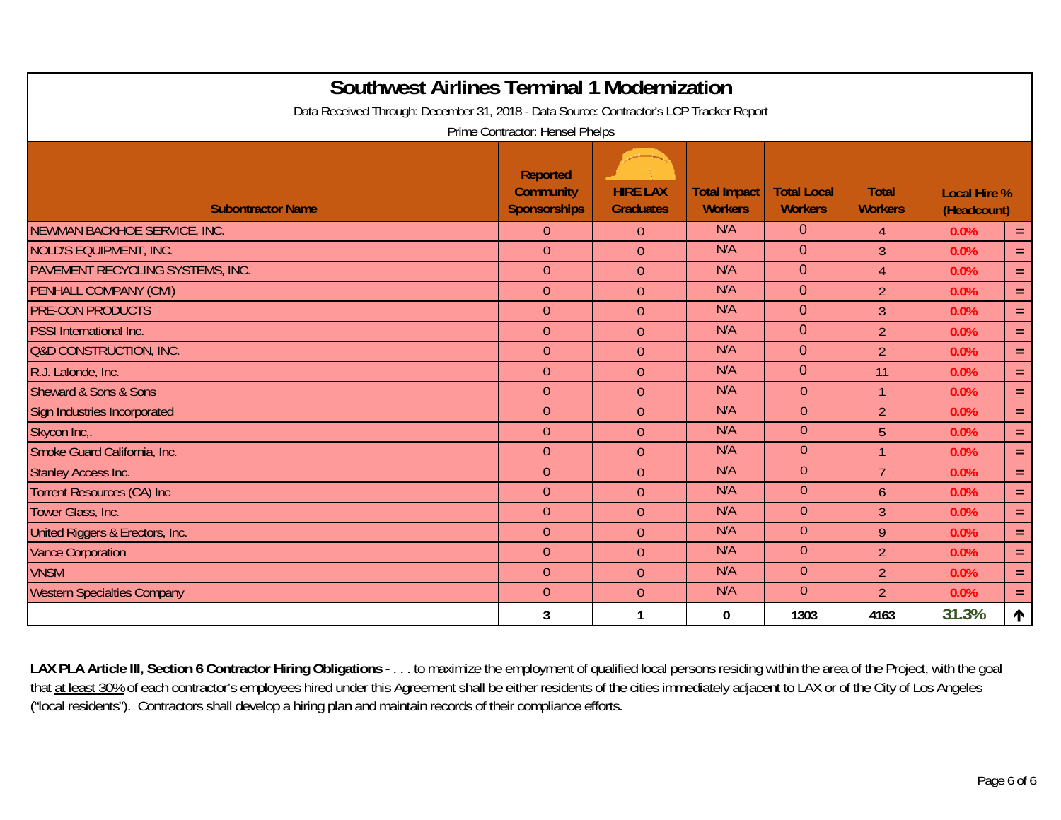# Southwest Airlines Terminal 1 Modernization

Data Received Through: December 31, 2018 - Data Source: Contractor's LCP Tracker Report

Prime Contractor: Hensel Phelps

| Subontractor Name | Reported Community Sponsorships | HIRE LAX Graduates | Total Impact Workers | Total Local Workers | Total Workers | Local Hire % (Headcount) | |
|---|---|---|---|---|---|---|---|
| NEWMAN BACKHOE SERVICE, INC. | 0 | 0 | N/A | 0 | 4 | 0.0% | = |
| NOLD'S EQUIPMENT, INC. | 0 | 0 | N/A | 0 | 3 | 0.0% | = |
| PAVEMENT RECYCLING SYSTEMS, INC. | 0 | 0 | N/A | 0 | 4 | 0.0% | = |
| PENHALL COMPANY (CMI) | 0 | 0 | N/A | 0 | 2 | 0.0% | = |
| PRE-CON PRODUCTS | 0 | 0 | N/A | 0 | 3 | 0.0% | = |
| PSSI International Inc. | 0 | 0 | N/A | 0 | 2 | 0.0% | = |
| Q&D CONSTRUCTION, INC. | 0 | 0 | N/A | 0 | 2 | 0.0% | = |
| R.J. Lalonde, Inc. | 0 | 0 | N/A | 0 | 11 | 0.0% | = |
| Sheward & Sons & Sons | 0 | 0 | N/A | 0 | 1 | 0.0% | = |
| Sign Industries Incorporated | 0 | 0 | N/A | 0 | 2 | 0.0% | = |
| Skycon Inc,. | 0 | 0 | N/A | 0 | 5 | 0.0% | = |
| Smoke Guard California, Inc. | 0 | 0 | N/A | 0 | 1 | 0.0% | = |
| Stanley Access Inc. | 0 | 0 | N/A | 0 | 7 | 0.0% | = |
| Torrent Resources (CA) Inc | 0 | 0 | N/A | 0 | 6 | 0.0% | = |
| Tower Glass, Inc. | 0 | 0 | N/A | 0 | 3 | 0.0% | = |
| United Riggers & Erectors, Inc. | 0 | 0 | N/A | 0 | 9 | 0.0% | = |
| Vance Corporation | 0 | 0 | N/A | 0 | 2 | 0.0% | = |
| VNSM | 0 | 0 | N/A | 0 | 2 | 0.0% | = |
| Western Specialties Company | 0 | 0 | N/A | 0 | 2 | 0.0% | = |
| | **3** | **1** | **0** | **1303** | **4163** | **31.3%** | ↑ |

**LAX PLA Article III, Section 6 Contractor Hiring Obligations** - . . . to maximize the employment of qualified local persons residing within the area of the Project, with the goal that at least 30% of each contractor's employees hired under this Agreement shall be either residents of the cities immediately adjacent to LAX or of the City of Los Angeles ("local residents"). Contractors shall develop a hiring plan and maintain records of their compliance efforts.